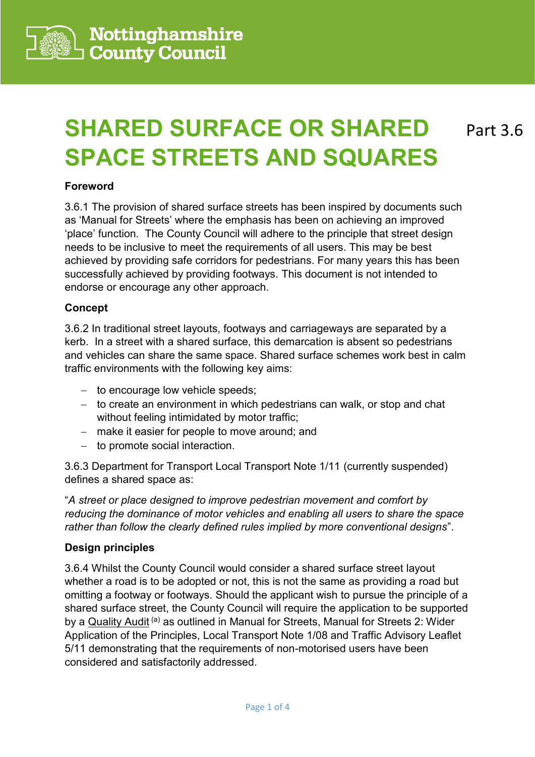Nottinghamshire County Council

# SHARED SURFACE OR SHARED SPACE STREETS AND SQUARES

Part 3.6

**Foreword**

3.6.1 The provision of shared surface streets has been inspired by documents such as 'Manual for Streets' where the emphasis has been on achieving an improved 'place' function. The County Council will adhere to the principle that street design needs to be inclusive to meet the requirements of all users. This may be best achieved by providing safe corridors for pedestrians. For many years this has been successfully achieved by providing footways. This document is not intended to endorse or encourage any other approach.

**Concept**

3.6.2 In traditional street layouts, footways and carriageways are separated by a kerb. In a street with a shared surface, this demarcation is absent so pedestrians and vehicles can share the same space. Shared surface schemes work best in calm traffic environments with the following key aims:

- to encourage low vehicle speeds;
- to create an environment in which pedestrians can walk, or stop and chat without feeling intimidated by motor traffic;
- make it easier for people to move around; and
- to promote social interaction.

3.6.3 Department for Transport Local Transport Note 1/11 (currently suspended) defines a shared space as:

"*A street or place designed to improve pedestrian movement and comfort by reducing the dominance of motor vehicles and enabling all users to share the space rather than follow the clearly defined rules implied by more conventional designs*".

**Design principles**

3.6.4 Whilst the County Council would consider a shared surface street layout whether a road is to be adopted or not, this is not the same as providing a road but omitting a footway or footways. Should the applicant wish to pursue the principle of a shared surface street, the County Council will require the application to be supported by a Quality Audit [(a)] as outlined in Manual for Streets, Manual for Streets 2: Wider Application of the Principles, Local Transport Note 1/08 and Traffic Advisory Leaflet 5/11 demonstrating that the requirements of non-motorised users have been considered and satisfactorily addressed.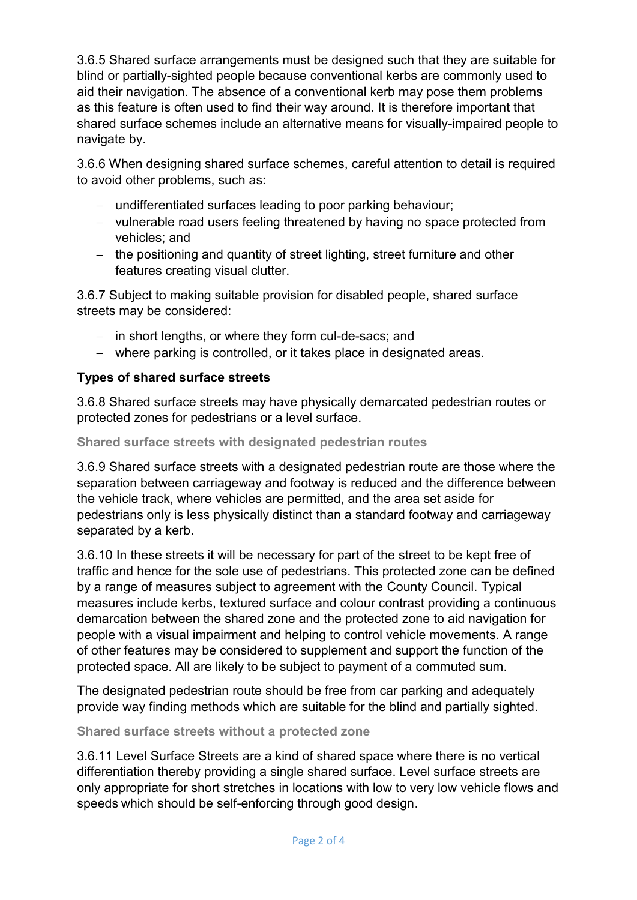3.6.5 Shared surface arrangements must be designed such that they are suitable for blind or partially-sighted people because conventional kerbs are commonly used to aid their navigation. The absence of a conventional kerb may pose them problems as this feature is often used to find their way around. It is therefore important that shared surface schemes include an alternative means for visually-impaired people to navigate by.

3.6.6 When designing shared surface schemes, careful attention to detail is required to avoid other problems, such as:

- undifferentiated surfaces leading to poor parking behaviour;
- vulnerable road users feeling threatened by having no space protected from vehicles; and
- the positioning and quantity of street lighting, street furniture and other features creating visual clutter.

3.6.7 Subject to making suitable provision for disabled people, shared surface streets may be considered:

- in short lengths, or where they form cul-de-sacs; and
- where parking is controlled, or it takes place in designated areas.

### Types of shared surface streets

3.6.8 Shared surface streets may have physically demarcated pedestrian routes or protected zones for pedestrians or a level surface.

#### Shared surface streets with designated pedestrian routes

3.6.9 Shared surface streets with a designated pedestrian route are those where the separation between carriageway and footway is reduced and the difference between the vehicle track, where vehicles are permitted, and the area set aside for pedestrians only is less physically distinct than a standard footway and carriageway separated by a kerb.

3.6.10 In these streets it will be necessary for part of the street to be kept free of traffic and hence for the sole use of pedestrians. This protected zone can be defined by a range of measures subject to agreement with the County Council. Typical measures include kerbs, textured surface and colour contrast providing a continuous demarcation between the shared zone and the protected zone to aid navigation for people with a visual impairment and helping to control vehicle movements. A range of other features may be considered to supplement and support the function of the protected space. All are likely to be subject to payment of a commuted sum.

The designated pedestrian route should be free from car parking and adequately provide way finding methods which are suitable for the blind and partially sighted.

#### Shared surface streets without a protected zone

3.6.11 Level Surface Streets are a kind of shared space where there is no vertical differentiation thereby providing a single shared surface. Level surface streets are only appropriate for short stretches in locations with low to very low vehicle flows and speeds which should be self-enforcing through good design.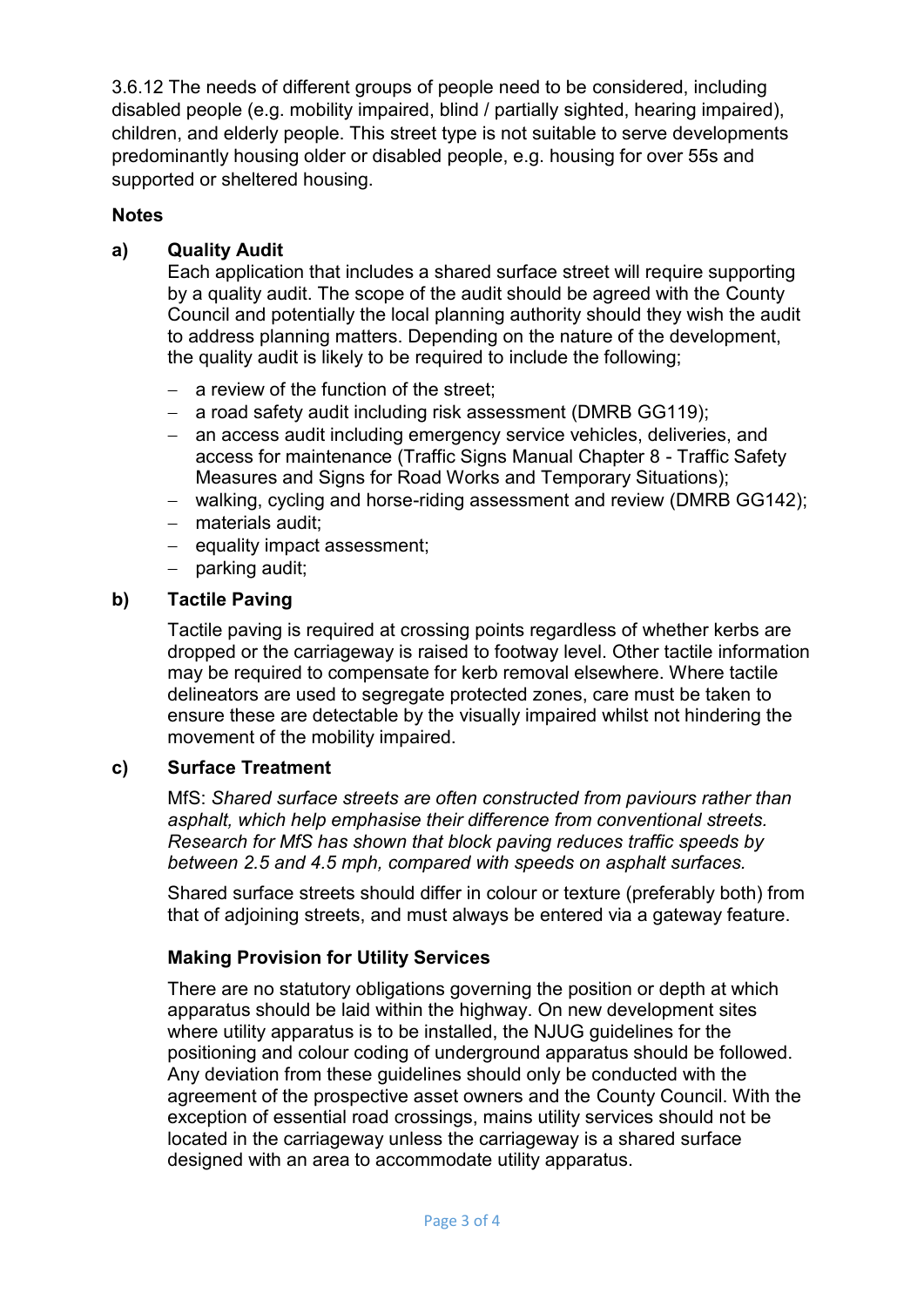3.6.12 The needs of different groups of people need to be considered, including disabled people (e.g. mobility impaired, blind / partially sighted, hearing impaired), children, and elderly people. This street type is not suitable to serve developments predominantly housing older or disabled people, e.g. housing for over 55s and supported or sheltered housing.

**Notes**

**a) Quality Audit**

Each application that includes a shared surface street will require supporting by a quality audit. The scope of the audit should be agreed with the County Council and potentially the local planning authority should they wish the audit to address planning matters. Depending on the nature of the development, the quality audit is likely to be required to include the following;

- a review of the function of the street;
- a road safety audit including risk assessment (DMRB GG119);
- an access audit including emergency service vehicles, deliveries, and access for maintenance (Traffic Signs Manual Chapter 8 - Traffic Safety Measures and Signs for Road Works and Temporary Situations);
- walking, cycling and horse-riding assessment and review (DMRB GG142);
- materials audit;
- equality impact assessment;
- parking audit;

**b) Tactile Paving**

Tactile paving is required at crossing points regardless of whether kerbs are dropped or the carriageway is raised to footway level. Other tactile information may be required to compensate for kerb removal elsewhere. Where tactile delineators are used to segregate protected zones, care must be taken to ensure these are detectable by the visually impaired whilst not hindering the movement of the mobility impaired.

**c) Surface Treatment**

MfS: *Shared surface streets are often constructed from paviours rather than asphalt, which help emphasise their difference from conventional streets. Research for MfS has shown that block paving reduces traffic speeds by between 2.5 and 4.5 mph, compared with speeds on asphalt surfaces.*

Shared surface streets should differ in colour or texture (preferably both) from that of adjoining streets, and must always be entered via a gateway feature.

**Making Provision for Utility Services**

There are no statutory obligations governing the position or depth at which apparatus should be laid within the highway. On new development sites where utility apparatus is to be installed, the NJUG guidelines for the positioning and colour coding of underground apparatus should be followed. Any deviation from these guidelines should only be conducted with the agreement of the prospective asset owners and the County Council. With the exception of essential road crossings, mains utility services should not be located in the carriageway unless the carriageway is a shared surface designed with an area to accommodate utility apparatus.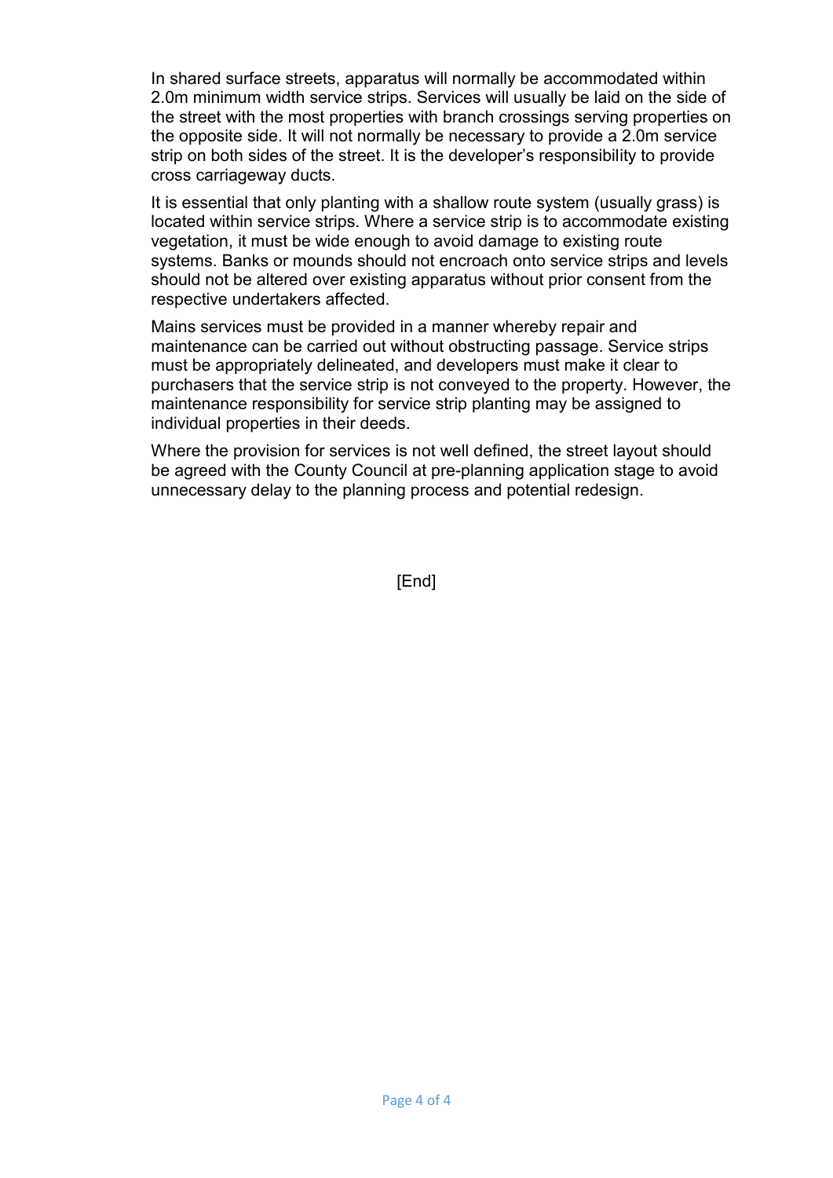In shared surface streets, apparatus will normally be accommodated within 2.0m minimum width service strips. Services will usually be laid on the side of the street with the most properties with branch crossings serving properties on the opposite side. It will not normally be necessary to provide a 2.0m service strip on both sides of the street. It is the developer's responsibility to provide cross carriageway ducts.

It is essential that only planting with a shallow route system (usually grass) is located within service strips. Where a service strip is to accommodate existing vegetation, it must be wide enough to avoid damage to existing route systems. Banks or mounds should not encroach onto service strips and levels should not be altered over existing apparatus without prior consent from the respective undertakers affected.

Mains services must be provided in a manner whereby repair and maintenance can be carried out without obstructing passage. Service strips must be appropriately delineated, and developers must make it clear to purchasers that the service strip is not conveyed to the property. However, the maintenance responsibility for service strip planting may be assigned to individual properties in their deeds.

Where the provision for services is not well defined, the street layout should be agreed with the County Council at pre-planning application stage to avoid unnecessary delay to the planning process and potential redesign.

[End]